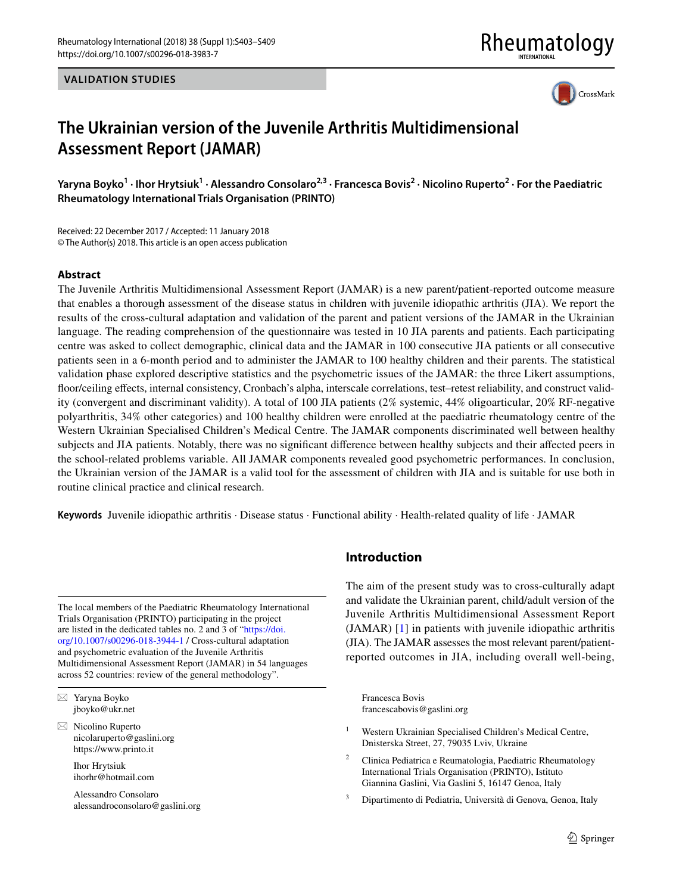VALIDATION STUDIES

# The Ukrainian version of the Juvenile Arthritis Multidimensional Assessment Report (JAMAR)

**Yaryna Boyko[1] · Ihor Hrytsiuk[1] · Alessandro Consolaro[2,3] · Francesca Bovis[2] · Nicolino Ruperto[2] · For the Paediatric Rheumatology International Trials Organisation (PRINTO)**

Received: 22 December 2017 / Accepted: 11 January 2018
© The Author(s) 2018. This article is an open access publication

## Abstract

The Juvenile Arthritis Multidimensional Assessment Report (JAMAR) is a new parent/patient-reported outcome measure that enables a thorough assessment of the disease status in children with juvenile idiopathic arthritis (JIA). We report the results of the cross-cultural adaptation and validation of the parent and patient versions of the JAMAR in the Ukrainian language. The reading comprehension of the questionnaire was tested in 10 JIA parents and patients. Each participating centre was asked to collect demographic, clinical data and the JAMAR in 100 consecutive JIA patients or all consecutive patients seen in a 6-month period and to administer the JAMAR to 100 healthy children and their parents. The statistical validation phase explored descriptive statistics and the psychometric issues of the JAMAR: the three Likert assumptions, floor/ceiling effects, internal consistency, Cronbach's alpha, interscale correlations, test–retest reliability, and construct validity (convergent and discriminant validity). A total of 100 JIA patients (2% systemic, 44% oligoarticular, 20% RF-negative polyarthritis, 34% other categories) and 100 healthy children were enrolled at the paediatric rheumatology centre of the Western Ukrainian Specialised Children's Medical Centre. The JAMAR components discriminated well between healthy subjects and JIA patients. Notably, there was no significant difference between healthy subjects and their affected peers in the school-related problems variable. All JAMAR components revealed good psychometric performances. In conclusion, the Ukrainian version of the JAMAR is a valid tool for the assessment of children with JIA and is suitable for use both in routine clinical practice and clinical research.

**Keywords** Juvenile idiopathic arthritis · Disease status · Functional ability · Health-related quality of life · JAMAR

## Introduction

The aim of the present study was to cross-culturally adapt and validate the Ukrainian parent, child/adult version of the Juvenile Arthritis Multidimensional Assessment Report (JAMAR) [1] in patients with juvenile idiopathic arthritis (JIA). The JAMAR assesses the most relevant parent/patient-reported outcomes in JIA, including overall well-being,

---

The local members of the Paediatric Rheumatology International Trials Organisation (PRINTO) participating in the project are listed in the dedicated tables no. 2 and 3 of "https://doi.org/10.1007/s00296-018-3944-1 / Cross-cultural adaptation and psychometric evaluation of the Juvenile Arthritis Multidimensional Assessment Report (JAMAR) in 54 languages across 52 countries: review of the general methodology".

✉ Yaryna Boyko
jboyko@ukr.net

✉ Nicolino Ruperto
nicolaruperto@gaslini.org
https://www.printo.it

Ihor Hrytsiuk
ihorhr@hotmail.com

Alessandro Consolaro
alessandroconsolaro@gaslini.org

Francesca Bovis
francescabovis@gaslini.org

1 Western Ukrainian Specialised Children's Medical Centre, Dnisterska Street, 27, 79035 Lviv, Ukraine

2 Clinica Pediatrica e Reumatologia, Paediatric Rheumatology International Trials Organisation (PRINTO), Istituto Giannina Gaslini, Via Gaslini 5, 16147 Genoa, Italy

3 Dipartimento di Pediatria, Università di Genova, Genoa, Italy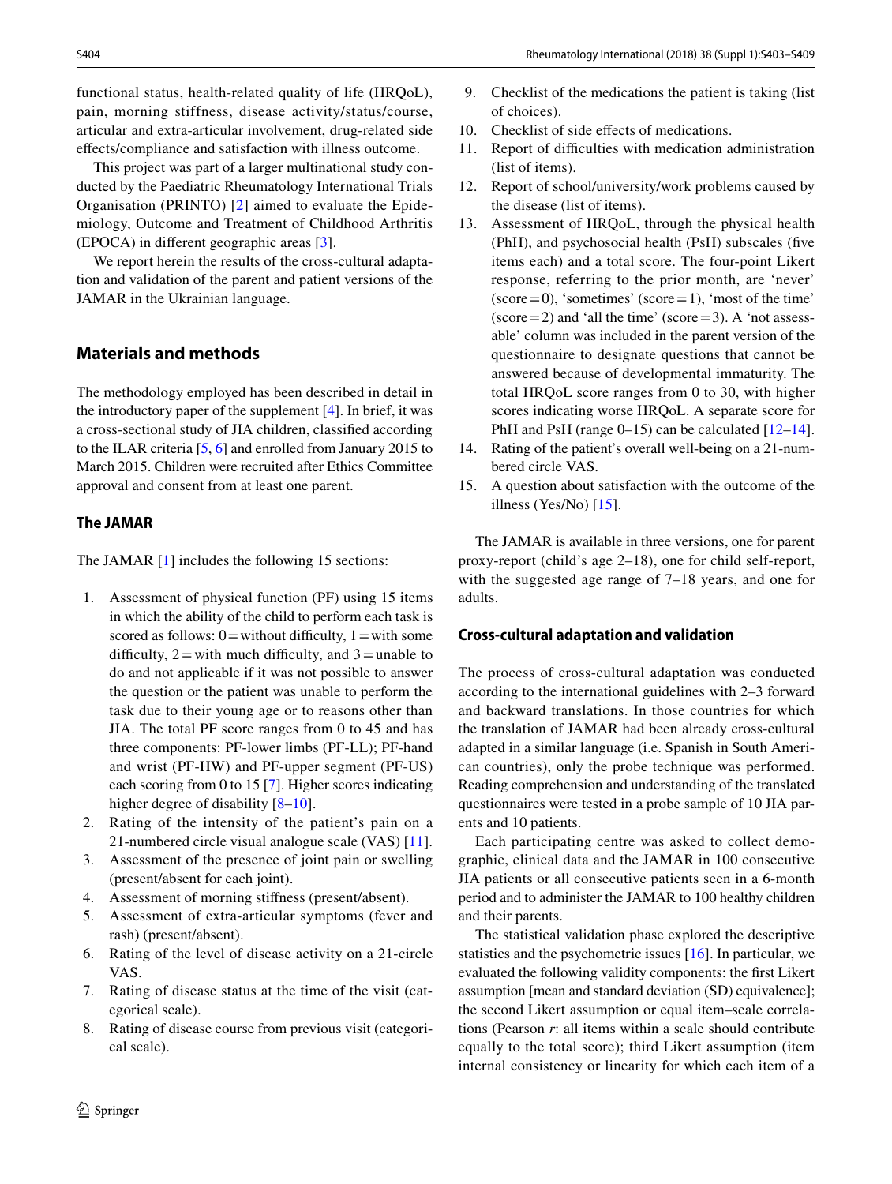functional status, health-related quality of life (HRQoL), pain, morning stiffness, disease activity/status/course, articular and extra-articular involvement, drug-related side effects/compliance and satisfaction with illness outcome.

This project was part of a larger multinational study conducted by the Paediatric Rheumatology International Trials Organisation (PRINTO) [2] aimed to evaluate the Epidemiology, Outcome and Treatment of Childhood Arthritis (EPOCA) in different geographic areas [3].

We report herein the results of the cross-cultural adaptation and validation of the parent and patient versions of the JAMAR in the Ukrainian language.

## Materials and methods

The methodology employed has been described in detail in the introductory paper of the supplement [4]. In brief, it was a cross-sectional study of JIA children, classified according to the ILAR criteria [5, 6] and enrolled from January 2015 to March 2015. Children were recruited after Ethics Committee approval and consent from at least one parent.

### The JAMAR

The JAMAR [1] includes the following 15 sections:

1. Assessment of physical function (PF) using 15 items in which the ability of the child to perform each task is scored as follows: 0 = without difficulty, 1 = with some difficulty, 2 = with much difficulty, and 3 = unable to do and not applicable if it was not possible to answer the question or the patient was unable to perform the task due to their young age or to reasons other than JIA. The total PF score ranges from 0 to 45 and has three components: PF-lower limbs (PF-LL); PF-hand and wrist (PF-HW) and PF-upper segment (PF-US) each scoring from 0 to 15 [7]. Higher scores indicating higher degree of disability [8–10].
2. Rating of the intensity of the patient's pain on a 21-numbered circle visual analogue scale (VAS) [11].
3. Assessment of the presence of joint pain or swelling (present/absent for each joint).
4. Assessment of morning stiffness (present/absent).
5. Assessment of extra-articular symptoms (fever and rash) (present/absent).
6. Rating of the level of disease activity on a 21-circle VAS.
7. Rating of disease status at the time of the visit (categorical scale).
8. Rating of disease course from previous visit (categorical scale).
9. Checklist of the medications the patient is taking (list of choices).
10. Checklist of side effects of medications.
11. Report of difficulties with medication administration (list of items).
12. Report of school/university/work problems caused by the disease (list of items).
13. Assessment of HRQoL, through the physical health (PhH), and psychosocial health (PsH) subscales (five items each) and a total score. The four-point Likert response, referring to the prior month, are 'never' (score = 0), 'sometimes' (score = 1), 'most of the time' (score = 2) and 'all the time' (score = 3). A 'not assessable' column was included in the parent version of the questionnaire to designate questions that cannot be answered because of developmental immaturity. The total HRQoL score ranges from 0 to 30, with higher scores indicating worse HRQoL. A separate score for PhH and PsH (range 0–15) can be calculated [12–14].
14. Rating of the patient's overall well-being on a 21-numbered circle VAS.
15. A question about satisfaction with the outcome of the illness (Yes/No) [15].

The JAMAR is available in three versions, one for parent proxy-report (child's age 2–18), one for child self-report, with the suggested age range of 7–18 years, and one for adults.

### Cross-cultural adaptation and validation

The process of cross-cultural adaptation was conducted according to the international guidelines with 2–3 forward and backward translations. In those countries for which the translation of JAMAR had been already cross-cultural adapted in a similar language (i.e. Spanish in South American countries), only the probe technique was performed. Reading comprehension and understanding of the translated questionnaires were tested in a probe sample of 10 JIA parents and 10 patients.

Each participating centre was asked to collect demographic, clinical data and the JAMAR in 100 consecutive JIA patients or all consecutive patients seen in a 6-month period and to administer the JAMAR to 100 healthy children and their parents.

The statistical validation phase explored the descriptive statistics and the psychometric issues [16]. In particular, we evaluated the following validity components: the first Likert assumption [mean and standard deviation (SD) equivalence]; the second Likert assumption or equal item–scale correlations (Pearson *r*: all items within a scale should contribute equally to the total score); third Likert assumption (item internal consistency or linearity for which each item of a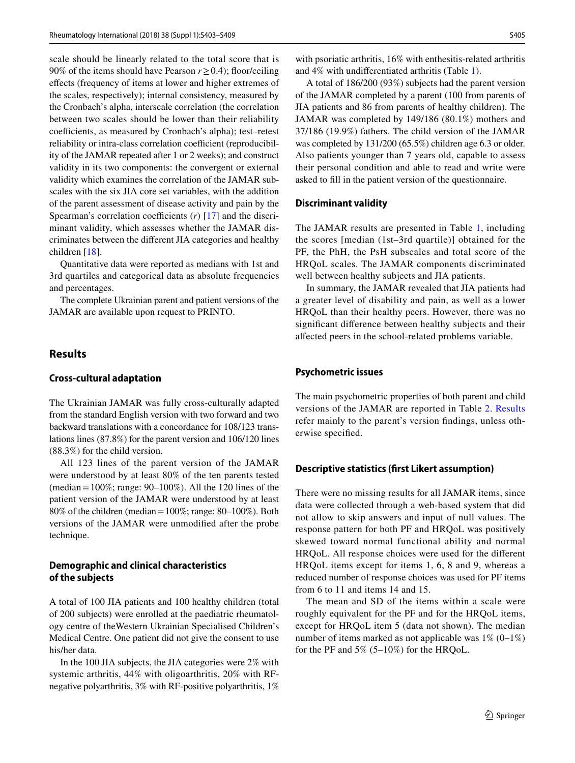scale should be linearly related to the total score that is 90% of the items should have Pearson $r \geq 0.4$); floor/ceiling effects (frequency of items at lower and higher extremes of the scales, respectively); internal consistency, measured by the Cronbach's alpha, interscale correlation (the correlation between two scales should be lower than their reliability coefficients, as measured by Cronbach's alpha); test–retest reliability or intra-class correlation coefficient (reproducibility of the JAMAR repeated after 1 or 2 weeks); and construct validity in its two components: the convergent or external validity which examines the correlation of the JAMAR subscales with the six JIA core set variables, with the addition of the parent assessment of disease activity and pain by the Spearman's correlation coefficients ($r$) [17] and the discriminant validity, which assesses whether the JAMAR discriminates between the different JIA categories and healthy children [18].

Quantitative data were reported as medians with 1st and 3rd quartiles and categorical data as absolute frequencies and percentages.

The complete Ukrainian parent and patient versions of the JAMAR are available upon request to PRINTO.

## Results

### Cross-cultural adaptation

The Ukrainian JAMAR was fully cross-culturally adapted from the standard English version with two forward and two backward translations with a concordance for 108/123 translations lines (87.8%) for the parent version and 106/120 lines (88.3%) for the child version.

All 123 lines of the parent version of the JAMAR were understood by at least 80% of the ten parents tested (median = 100%; range: 90–100%). All the 120 lines of the patient version of the JAMAR were understood by at least 80% of the children (median = 100%; range: 80–100%). Both versions of the JAMAR were unmodified after the probe technique.

### Demographic and clinical characteristics of the subjects

A total of 100 JIA patients and 100 healthy children (total of 200 subjects) were enrolled at the paediatric rheumatology centre of theWestern Ukrainian Specialised Children's Medical Centre. One patient did not give the consent to use his/her data.

In the 100 JIA subjects, the JIA categories were 2% with systemic arthritis, 44% with oligoarthritis, 20% with RF-negative polyarthritis, 3% with RF-positive polyarthritis, 1% with psoriatic arthritis, 16% with enthesitis-related arthritis and 4% with undifferentiated arthritis (Table 1).

A total of 186/200 (93%) subjects had the parent version of the JAMAR completed by a parent (100 from parents of JIA patients and 86 from parents of healthy children). The JAMAR was completed by 149/186 (80.1%) mothers and 37/186 (19.9%) fathers. The child version of the JAMAR was completed by 131/200 (65.5%) children age 6.3 or older. Also patients younger than 7 years old, capable to assess their personal condition and able to read and write were asked to fill in the patient version of the questionnaire.

### Discriminant validity

The JAMAR results are presented in Table 1, including the scores [median (1st–3rd quartile)] obtained for the PF, the PhH, the PsH subscales and total score of the HRQoL scales. The JAMAR components discriminated well between healthy subjects and JIA patients.

In summary, the JAMAR revealed that JIA patients had a greater level of disability and pain, as well as a lower HRQoL than their healthy peers. However, there was no significant difference between healthy subjects and their affected peers in the school-related problems variable.

### Psychometric issues

The main psychometric properties of both parent and child versions of the JAMAR are reported in Table 2. Results refer mainly to the parent's version findings, unless otherwise specified.

### Descriptive statistics (first Likert assumption)

There were no missing results for all JAMAR items, since data were collected through a web-based system that did not allow to skip answers and input of null values. The response pattern for both PF and HRQoL was positively skewed toward normal functional ability and normal HRQoL. All response choices were used for the different HRQoL items except for items 1, 6, 8 and 9, whereas a reduced number of response choices was used for PF items from 6 to 11 and items 14 and 15.

The mean and SD of the items within a scale were roughly equivalent for the PF and for the HRQoL items, except for HRQoL item 5 (data not shown). The median number of items marked as not applicable was 1% (0–1%) for the PF and 5% (5–10%) for the HRQoL.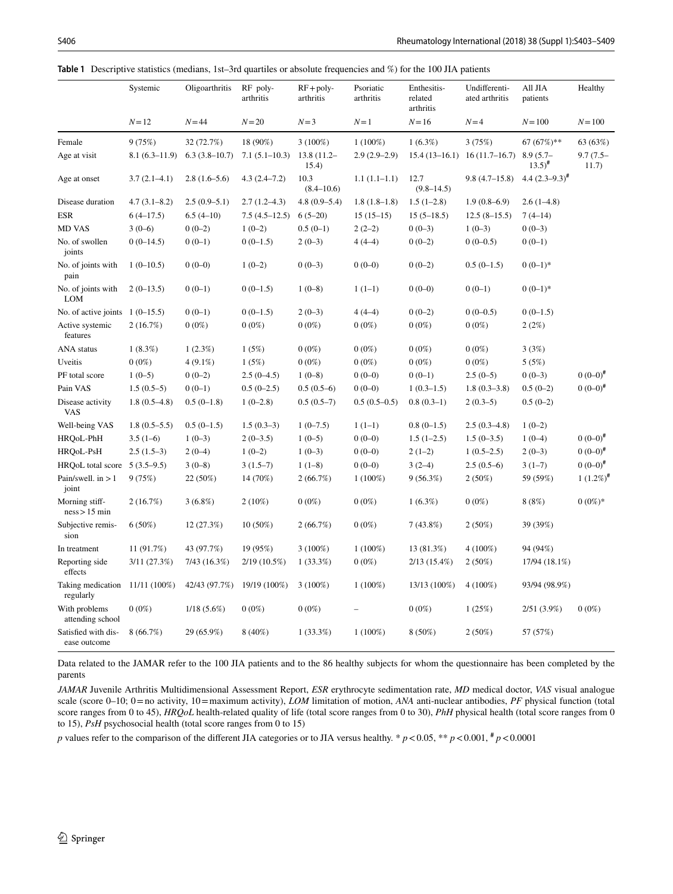**Table 1** Descriptive statistics (medians, 1st–3rd quartiles or absolute frequencies and %) for the 100 JIA patients

| | Systemic | Oligoarthritis | RF poly-arthritis | RF+poly-arthritis | Psoriatic arthritis | Enthesitis-related arthritis | Undifferentiated arthritis | All JIA patients | Healthy |
|---|---|---|---|---|---|---|---|---|---|
| | $N=12$ | $N=44$ | $N=20$ | $N=3$ | $N=1$ | $N=16$ | $N=4$ | $N=100$ | $N=100$ |
| Female | 9 (75%) | 32 (72.7%) | 18 (90%) | 3 (100%) | 1 (100%) | 1 (6.3%) | 3 (75%) | 67 (67%)** | 63 (63%) |
| Age at visit | 8.1 (6.3–11.9) | 6.3 (3.8–10.7) | 7.1 (5.1–10.3) | 13.8 (11.2–15.4) | 2.9 (2.9–2.9) | 15.4 (13–16.1) | 16 (11.7–16.7) | 8.9 (5.7–13.5)# | 9.7 (7.5–11.7) |
| Age at onset | 3.7 (2.1–4.1) | 2.8 (1.6–5.6) | 4.3 (2.4–7.2) | 10.3 (8.4–10.6) | 1.1 (1.1–1.1) | 12.7 (9.8–14.5) | 9.8 (4.7–15.8) | 4.4 (2.3–9.3)# | |
| Disease duration | 4.7 (3.1–8.2) | 2.5 (0.9–5.1) | 2.7 (1.2–4.3) | 4.8 (0.9–5.4) | 1.8 (1.8–1.8) | 1.5 (1–2.8) | 1.9 (0.8–6.9) | 2.6 (1–4.8) | |
| ESR | 6 (4–17.5) | 6.5 (4–10) | 7.5 (4.5–12.5) | 6 (5–20) | 15 (15–15) | 15 (5–18.5) | 12.5 (8–15.5) | 7 (4–14) | |
| MD VAS | 3 (0–6) | 0 (0–2) | 1 (0–2) | 0.5 (0–1) | 2 (2–2) | 0 (0–3) | 1 (0–3) | 0 (0–3) | |
| No. of swollen joints | 0 (0–14.5) | 0 (0–1) | 0 (0–1.5) | 2 (0–3) | 4 (4–4) | 0 (0–2) | 0 (0–0.5) | 0 (0–1) | |
| No. of joints with pain | 1 (0–10.5) | 0 (0–0) | 1 (0–2) | 0 (0–3) | 0 (0–0) | 0 (0–2) | 0.5 (0–1.5) | 0 (0–1)* | |
| No. of joints with LOM | 2 (0–13.5) | 0 (0–1) | 0 (0–1.5) | 1 (0–8) | 1 (1–1) | 0 (0–0) | 0 (0–1) | 0 (0–1)* | |
| No. of active joints | 1 (0–15.5) | 0 (0–1) | 0 (0–1.5) | 2 (0–3) | 4 (4–4) | 0 (0–2) | 0 (0–0.5) | 0 (0–1.5) | |
| Active systemic features | 2 (16.7%) | 0 (0%) | 0 (0%) | 0 (0%) | 0 (0%) | 0 (0%) | 0 (0%) | 2 (2%) | |
| ANA status | 1 (8.3%) | 1 (2.3%) | 1 (5%) | 0 (0%) | 0 (0%) | 0 (0%) | 0 (0%) | 3 (3%) | |
| Uveitis | 0 (0%) | 4 (9.1%) | 1 (5%) | 0 (0%) | 0 (0%) | 0 (0%) | 0 (0%) | 5 (5%) | |
| PF total score | 1 (0–5) | 0 (0–2) | 2.5 (0–4.5) | 1 (0–8) | 0 (0–0) | 0 (0–1) | 2.5 (0–5) | 0 (0–3) | 0 (0–0)# |
| Pain VAS | 1.5 (0.5–5) | 0 (0–1) | 0.5 (0–2.5) | 0.5 (0.5–6) | 0 (0–0) | 1 (0.3–1.5) | 1.8 (0.3–3.8) | 0.5 (0–2) | 0 (0–0)# |
| Disease activity VAS | 1.8 (0.5–4.8) | 0.5 (0–1.8) | 1 (0–2.8) | 0.5 (0.5–7) | 0.5 (0.5–0.5) | 0.8 (0.3–1) | 2 (0.3–5) | 0.5 (0–2) | |
| Well-being VAS | 1.8 (0.5–5.5) | 0.5 (0–1.5) | 1.5 (0.3–3) | 1 (0–7.5) | 1 (1–1) | 0.8 (0–1.5) | 2.5 (0.3–4.8) | 1 (0–2) | |
| HRQoL-PhH | 3.5 (1–6) | 1 (0–3) | 2 (0–3.5) | 1 (0–5) | 0 (0–0) | 1.5 (1–2.5) | 1.5 (0–3.5) | 1 (0–4) | 0 (0–0)# |
| HRQoL-PsH | 2.5 (1.5–3) | 2 (0–4) | 1 (0–2) | 1 (0–3) | 0 (0–0) | 2 (1–2) | 1 (0.5–2.5) | 2 (0–3) | 0 (0–0)# |
| HRQoL total score | 5 (3.5–9.5) | 3 (0–8) | 3 (1.5–7) | 1 (1–8) | 0 (0–0) | 3 (2–4) | 2.5 (0.5–6) | 3 (1–7) | 0 (0–0)# |
| Pain/swell. in > 1 joint | 9 (75%) | 22 (50%) | 14 (70%) | 2 (66.7%) | 1 (100%) | 9 (56.3%) | 2 (50%) | 59 (59%) | 1 (1.2%)# |
| Morning stiffness > 15 min | 2 (16.7%) | 3 (6.8%) | 2 (10%) | 0 (0%) | 0 (0%) | 1 (6.3%) | 0 (0%) | 8 (8%) | 0 (0%)* |
| Subjective remission | 6 (50%) | 12 (27.3%) | 10 (50%) | 2 (66.7%) | 0 (0%) | 7 (43.8%) | 2 (50%) | 39 (39%) | |
| In treatment | 11 (91.7%) | 43 (97.7%) | 19 (95%) | 3 (100%) | 1 (100%) | 13 (81.3%) | 4 (100%) | 94 (94%) | |
| Reporting side effects | 3/11 (27.3%) | 7/43 (16.3%) | 2/19 (10.5%) | 1 (33.3%) | 0 (0%) | 2/13 (15.4%) | 2 (50%) | 17/94 (18.1%) | |
| Taking medication regularly | 11/11 (100%) | 42/43 (97.7%) | 19/19 (100%) | 3 (100%) | 1 (100%) | 13/13 (100%) | 4 (100%) | 93/94 (98.9%) | |
| With problems attending school | 0 (0%) | 1/18 (5.6%) | 0 (0%) | 0 (0%) | – | 0 (0%) | 1 (25%) | 2/51 (3.9%) | 0 (0%) |
| Satisfied with disease outcome | 8 (66.7%) | 29 (65.9%) | 8 (40%) | 1 (33.3%) | 1 (100%) | 8 (50%) | 2 (50%) | 57 (57%) | |

Data related to the JAMAR refer to the 100 JIA patients and to the 86 healthy subjects for whom the questionnaire has been completed by the parents

*JAMAR* Juvenile Arthritis Multidimensional Assessment Report, *ESR* erythrocyte sedimentation rate, *MD* medical doctor, *VAS* visual analogue scale (score 0–10; 0 = no activity, 10 = maximum activity), *LOM* limitation of motion, *ANA* anti-nuclear antibodies, *PF* physical function (total score ranges from 0 to 45), *HRQoL* health-related quality of life (total score ranges from 0 to 30), *PhH* physical health (total score ranges from 0 to 15), *PsH* psychosocial health (total score ranges from 0 to 15)

*p* values refer to the comparison of the different JIA categories or to JIA versus healthy. * $p < 0.05$, ** $p < 0.001$, # $p < 0.0001$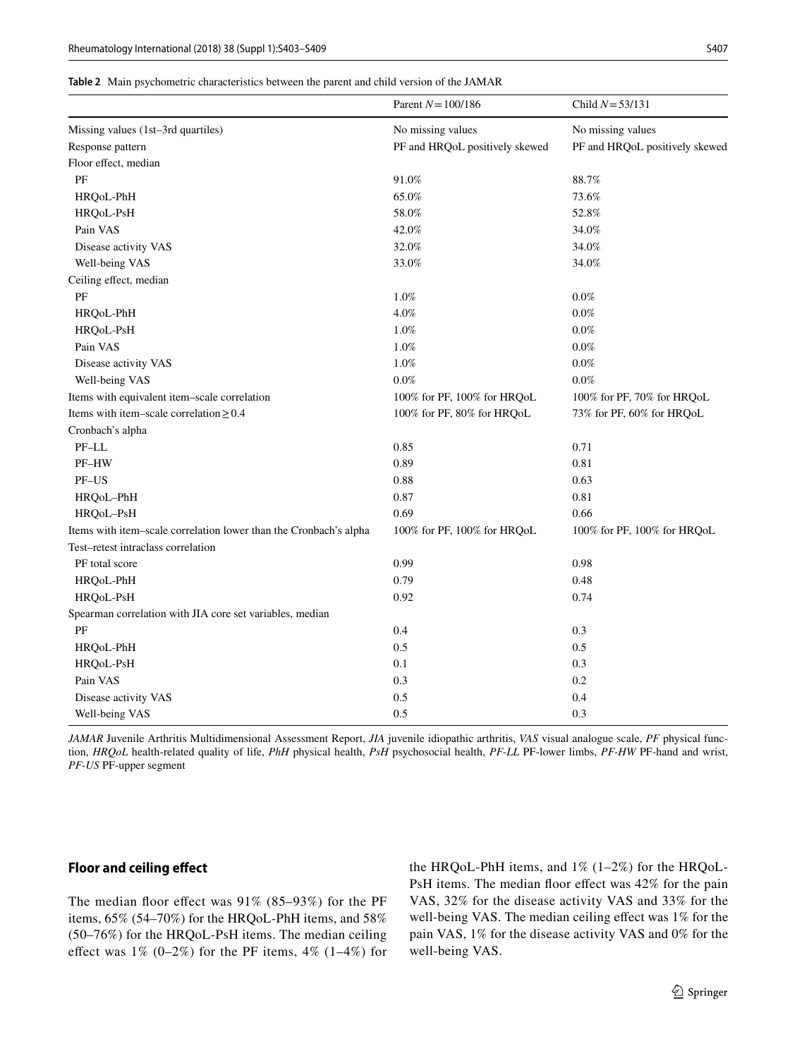**Table 2** Main psychometric characteristics between the parent and child version of the JAMAR

| | Parent $N = 100/186$ | Child $N = 53/131$ |
|---|---|---|
| Missing values (1st–3rd quartiles) | No missing values | No missing values |
| Response pattern | PF and HRQoL positively skewed | PF and HRQoL positively skewed |
| Floor effect, median | | |
| PF | 91.0% | 88.7% |
| HRQoL-PhH | 65.0% | 73.6% |
| HRQoL-PsH | 58.0% | 52.8% |
| Pain VAS | 42.0% | 34.0% |
| Disease activity VAS | 32.0% | 34.0% |
| Well-being VAS | 33.0% | 34.0% |
| Ceiling effect, median | | |
| PF | 1.0% | 0.0% |
| HRQoL-PhH | 4.0% | 0.0% |
| HRQoL-PsH | 1.0% | 0.0% |
| Pain VAS | 1.0% | 0.0% |
| Disease activity VAS | 1.0% | 0.0% |
| Well-being VAS | 0.0% | 0.0% |
| Items with equivalent item–scale correlation | 100% for PF, 100% for HRQoL | 100% for PF, 70% for HRQoL |
| Items with item–scale correlation ≥ 0.4 | 100% for PF, 80% for HRQoL | 73% for PF, 60% for HRQoL |
| Cronbach's alpha | | |
| PF–LL | 0.85 | 0.71 |
| PF–HW | 0.89 | 0.81 |
| PF–US | 0.88 | 0.63 |
| HRQoL–PhH | 0.87 | 0.81 |
| HRQoL–PsH | 0.69 | 0.66 |
| Items with item–scale correlation lower than the Cronbach's alpha | 100% for PF, 100% for HRQoL | 100% for PF, 100% for HRQoL |
| Test–retest intraclass correlation | | |
| PF total score | 0.99 | 0.98 |
| HRQoL-PhH | 0.79 | 0.48 |
| HRQoL-PsH | 0.92 | 0.74 |
| Spearman correlation with JIA core set variables, median | | |
| PF | 0.4 | 0.3 |
| HRQoL-PhH | 0.5 | 0.5 |
| HRQoL-PsH | 0.1 | 0.3 |
| Pain VAS | 0.3 | 0.2 |
| Disease activity VAS | 0.5 | 0.4 |
| Well-being VAS | 0.5 | 0.3 |

*JAMAR* Juvenile Arthritis Multidimensional Assessment Report, *JIA* juvenile idiopathic arthritis, *VAS* visual analogue scale, *PF* physical function, *HRQoL* health-related quality of life, *PhH* physical health, *PsH* psychosocial health, *PF-LL* PF-lower limbs, *PF-HW* PF-hand and wrist, *PF-US* PF-upper segment

## Floor and ceiling effect

The median floor effect was 91% (85–93%) for the PF items, 65% (54–70%) for the HRQoL-PhH items, and 58% (50–76%) for the HRQoL-PsH items. The median ceiling effect was 1% (0–2%) for the PF items, 4% (1–4%) for the HRQoL-PhH items, and 1% (1–2%) for the HRQoL-PsH items. The median floor effect was 42% for the pain VAS, 32% for the disease activity VAS and 33% for the well-being VAS. The median ceiling effect was 1% for the pain VAS, 1% for the disease activity VAS and 0% for the well-being VAS.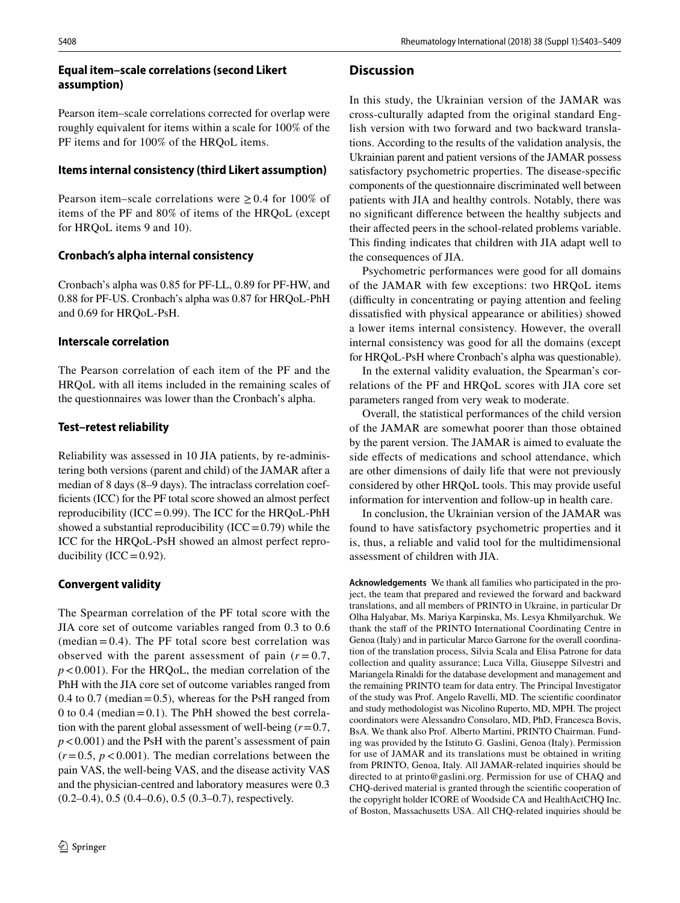### Equal item–scale correlations (second Likert assumption)

Pearson item–scale correlations corrected for overlap were roughly equivalent for items within a scale for 100% of the PF items and for 100% of the HRQoL items.

### Items internal consistency (third Likert assumption)

Pearson item–scale correlations were $\geq 0.4$ for 100% of items of the PF and 80% of items of the HRQoL (except for HRQoL items 9 and 10).

### Cronbach's alpha internal consistency

Cronbach's alpha was 0.85 for PF-LL, 0.89 for PF-HW, and 0.88 for PF-US. Cronbach's alpha was 0.87 for HRQoL-PhH and 0.69 for HRQoL-PsH.

### Interscale correlation

The Pearson correlation of each item of the PF and the HRQoL with all items included in the remaining scales of the questionnaires was lower than the Cronbach's alpha.

### Test–retest reliability

Reliability was assessed in 10 JIA patients, by re-administering both versions (parent and child) of the JAMAR after a median of 8 days (8–9 days). The intraclass correlation coefficients (ICC) for the PF total score showed an almost perfect reproducibility (ICC = 0.99). The ICC for the HRQoL-PhH showed a substantial reproducibility (ICC = 0.79) while the ICC for the HRQoL-PsH showed an almost perfect reproducibility (ICC = 0.92).

### Convergent validity

The Spearman correlation of the PF total score with the JIA core set of outcome variables ranged from 0.3 to 0.6 (median = 0.4). The PF total score best correlation was observed with the parent assessment of pain ($r = 0.7$, $p < 0.001$). For the HRQoL, the median correlation of the PhH with the JIA core set of outcome variables ranged from 0.4 to 0.7 (median = 0.5), whereas for the PsH ranged from 0 to 0.4 (median = 0.1). The PhH showed the best correlation with the parent global assessment of well-being ($r = 0.7$, $p < 0.001$) and the PsH with the parent's assessment of pain ($r = 0.5$, $p < 0.001$). The median correlations between the pain VAS, the well-being VAS, and the disease activity VAS and the physician-centred and laboratory measures were 0.3 (0.2–0.4), 0.5 (0.4–0.6), 0.5 (0.3–0.7), respectively.

## Discussion

In this study, the Ukrainian version of the JAMAR was cross-culturally adapted from the original standard English version with two forward and two backward translations. According to the results of the validation analysis, the Ukrainian parent and patient versions of the JAMAR possess satisfactory psychometric properties. The disease-specific components of the questionnaire discriminated well between patients with JIA and healthy controls. Notably, there was no significant difference between the healthy subjects and their affected peers in the school-related problems variable. This finding indicates that children with JIA adapt well to the consequences of JIA.

Psychometric performances were good for all domains of the JAMAR with few exceptions: two HRQoL items (difficulty in concentrating or paying attention and feeling dissatisfied with physical appearance or abilities) showed a lower items internal consistency. However, the overall internal consistency was good for all the domains (except for HRQoL-PsH where Cronbach's alpha was questionable).

In the external validity evaluation, the Spearman's correlations of the PF and HRQoL scores with JIA core set parameters ranged from very weak to moderate.

Overall, the statistical performances of the child version of the JAMAR are somewhat poorer than those obtained by the parent version. The JAMAR is aimed to evaluate the side effects of medications and school attendance, which are other dimensions of daily life that were not previously considered by other HRQoL tools. This may provide useful information for intervention and follow-up in health care.

In conclusion, the Ukrainian version of the JAMAR was found to have satisfactory psychometric properties and it is, thus, a reliable and valid tool for the multidimensional assessment of children with JIA.

**Acknowledgements** We thank all families who participated in the project, the team that prepared and reviewed the forward and backward translations, and all members of PRINTO in Ukraine, in particular Dr Olha Halyabar, Ms. Mariya Karpinska, Ms. Lesya Khmilyarchuk. We thank the staff of the PRINTO International Coordinating Centre in Genoa (Italy) and in particular Marco Garrone for the overall coordination of the translation process, Silvia Scala and Elisa Patrone for data collection and quality assurance; Luca Villa, Giuseppe Silvestri and Mariangela Rinaldi for the database development and management and the remaining PRINTO team for data entry. The Principal Investigator of the study was Prof. Angelo Ravelli, MD. The scientific coordinator and study methodologist was Nicolino Ruperto, MD, MPH. The project coordinators were Alessandro Consolaro, MD, PhD, Francesca Bovis, BsA. We thank also Prof. Alberto Martini, PRINTO Chairman. Funding was provided by the Istituto G. Gaslini, Genoa (Italy). Permission for use of JAMAR and its translations must be obtained in writing from PRINTO, Genoa, Italy. All JAMAR-related inquiries should be directed to at printo@gaslini.org. Permission for use of CHAQ and CHQ-derived material is granted through the scientific cooperation of the copyright holder ICORE of Woodside CA and HealthActCHQ Inc. of Boston, Massachusetts USA. All CHQ-related inquiries should be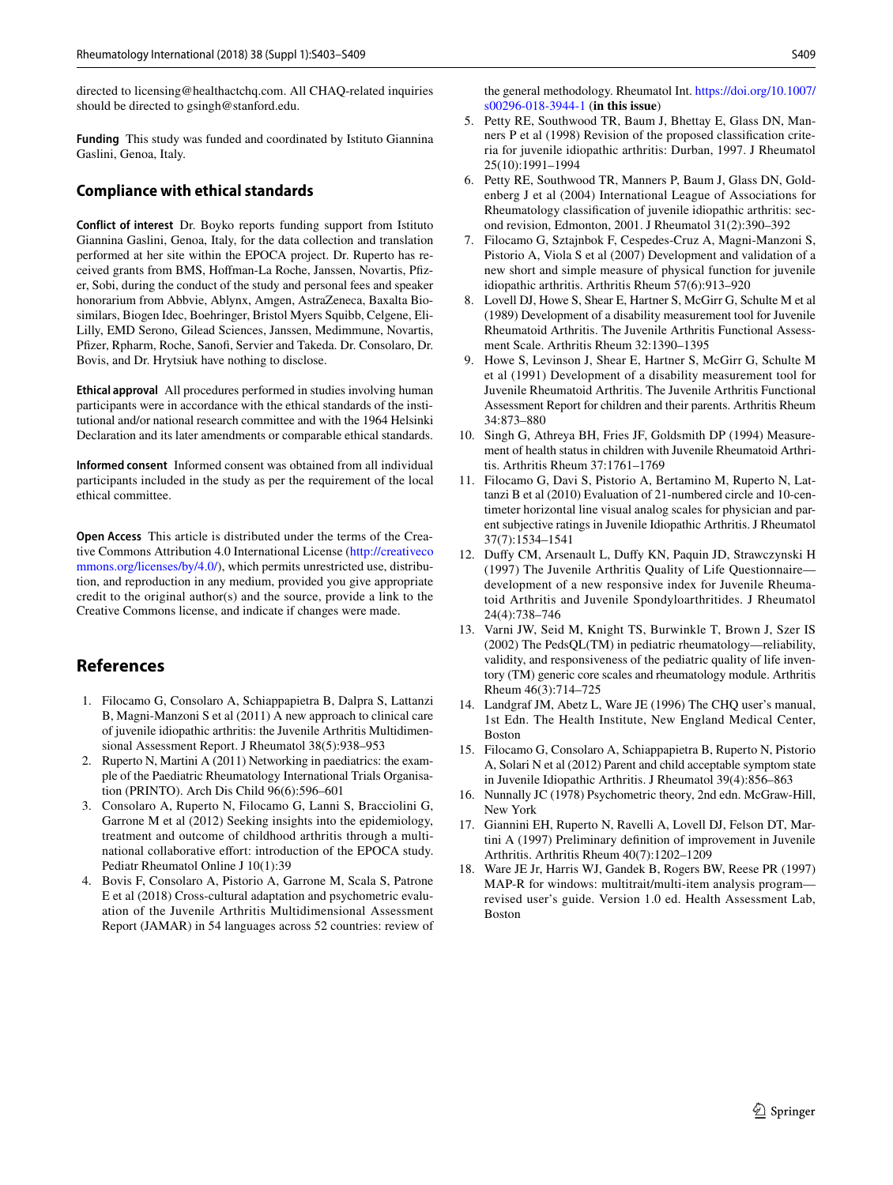directed to licensing@healthactchq.com. All CHAQ-related inquiries should be directed to gsingh@stanford.edu.

**Funding** This study was funded and coordinated by Istituto Giannina Gaslini, Genoa, Italy.

## Compliance with ethical standards

**Conflict of interest** Dr. Boyko reports funding support from Istituto Giannina Gaslini, Genoa, Italy, for the data collection and translation performed at her site within the EPOCA project. Dr. Ruperto has received grants from BMS, Hoffman-La Roche, Janssen, Novartis, Pfizer, Sobi, during the conduct of the study and personal fees and speaker honorarium from Abbvie, Ablynx, Amgen, AstraZeneca, Baxalta Biosimilars, Biogen Idec, Boehringer, Bristol Myers Squibb, Celgene, Eli-Lilly, EMD Serono, Gilead Sciences, Janssen, Medimmune, Novartis, Pfizer, Rpharm, Roche, Sanofi, Servier and Takeda. Dr. Consolaro, Dr. Bovis, and Dr. Hrytsiuk have nothing to disclose.

**Ethical approval** All procedures performed in studies involving human participants were in accordance with the ethical standards of the institutional and/or national research committee and with the 1964 Helsinki Declaration and its later amendments or comparable ethical standards.

**Informed consent** Informed consent was obtained from all individual participants included in the study as per the requirement of the local ethical committee.

**Open Access** This article is distributed under the terms of the Creative Commons Attribution 4.0 International License (http://creativecommons.org/licenses/by/4.0/), which permits unrestricted use, distribution, and reproduction in any medium, provided you give appropriate credit to the original author(s) and the source, provide a link to the Creative Commons license, and indicate if changes were made.

## References

1. Filocamo G, Consolaro A, Schiappapietra B, Dalpra S, Lattanzi B, Magni-Manzoni S et al (2011) A new approach to clinical care of juvenile idiopathic arthritis: the Juvenile Arthritis Multidimensional Assessment Report. J Rheumatol 38(5):938–953
2. Ruperto N, Martini A (2011) Networking in paediatrics: the example of the Paediatric Rheumatology International Trials Organisation (PRINTO). Arch Dis Child 96(6):596–601
3. Consolaro A, Ruperto N, Filocamo G, Lanni S, Bracciolini G, Garrone M et al (2012) Seeking insights into the epidemiology, treatment and outcome of childhood arthritis through a multinational collaborative effort: introduction of the EPOCA study. Pediatr Rheumatol Online J 10(1):39
4. Bovis F, Consolaro A, Pistorio A, Garrone M, Scala S, Patrone E et al (2018) Cross-cultural adaptation and psychometric evaluation of the Juvenile Arthritis Multidimensional Assessment Report (JAMAR) in 54 languages across 52 countries: review of the general methodology. Rheumatol Int. https://doi.org/10.1007/s00296-018-3944-1 (**in this issue**)
5. Petty RE, Southwood TR, Baum J, Bhettay E, Glass DN, Manners P et al (1998) Revision of the proposed classification criteria for juvenile idiopathic arthritis: Durban, 1997. J Rheumatol 25(10):1991–1994
6. Petty RE, Southwood TR, Manners P, Baum J, Glass DN, Goldenberg J et al (2004) International League of Associations for Rheumatology classification of juvenile idiopathic arthritis: second revision, Edmonton, 2001. J Rheumatol 31(2):390–392
7. Filocamo G, Sztajnbok F, Cespedes-Cruz A, Magni-Manzoni S, Pistorio A, Viola S et al (2007) Development and validation of a new short and simple measure of physical function for juvenile idiopathic arthritis. Arthritis Rheum 57(6):913–920
8. Lovell DJ, Howe S, Shear E, Hartner S, McGirr G, Schulte M et al (1989) Development of a disability measurement tool for Juvenile Rheumatoid Arthritis. The Juvenile Arthritis Functional Assessment Scale. Arthritis Rheum 32:1390–1395
9. Howe S, Levinson J, Shear E, Hartner S, McGirr G, Schulte M et al (1991) Development of a disability measurement tool for Juvenile Rheumatoid Arthritis. The Juvenile Arthritis Functional Assessment Report for children and their parents. Arthritis Rheum 34:873–880
10. Singh G, Athreya BH, Fries JF, Goldsmith DP (1994) Measurement of health status in children with Juvenile Rheumatoid Arthritis. Arthritis Rheum 37:1761–1769
11. Filocamo G, Davi S, Pistorio A, Bertamino M, Ruperto N, Lattanzi B et al (2010) Evaluation of 21-numbered circle and 10-centimeter horizontal line visual analog scales for physician and parent subjective ratings in Juvenile Idiopathic Arthritis. J Rheumatol 37(7):1534–1541
12. Duffy CM, Arsenault L, Duffy KN, Paquin JD, Strawczynski H (1997) The Juvenile Arthritis Quality of Life Questionnaire—development of a new responsive index for Juvenile Rheumatoid Arthritis and Juvenile Spondyloarthritides. J Rheumatol 24(4):738–746
13. Varni JW, Seid M, Knight TS, Burwinkle T, Brown J, Szer IS (2002) The PedsQL(TM) in pediatric rheumatology—reliability, validity, and responsiveness of the pediatric quality of life inventory (TM) generic core scales and rheumatology module. Arthritis Rheum 46(3):714–725
14. Landgraf JM, Abetz L, Ware JE (1996) The CHQ user's manual, 1st Edn. The Health Institute, New England Medical Center, Boston
15. Filocamo G, Consolaro A, Schiappapietra B, Ruperto N, Pistorio A, Solari N et al (2012) Parent and child acceptable symptom state in Juvenile Idiopathic Arthritis. J Rheumatol 39(4):856–863
16. Nunnally JC (1978) Psychometric theory, 2nd edn. McGraw-Hill, New York
17. Giannini EH, Ruperto N, Ravelli A, Lovell DJ, Felson DT, Martini A (1997) Preliminary definition of improvement in Juvenile Arthritis. Arthritis Rheum 40(7):1202–1209
18. Ware JE Jr, Harris WJ, Gandek B, Rogers BW, Reese PR (1997) MAP-R for windows: multitrait/multi-item analysis program—revised user's guide. Version 1.0 ed. Health Assessment Lab, Boston